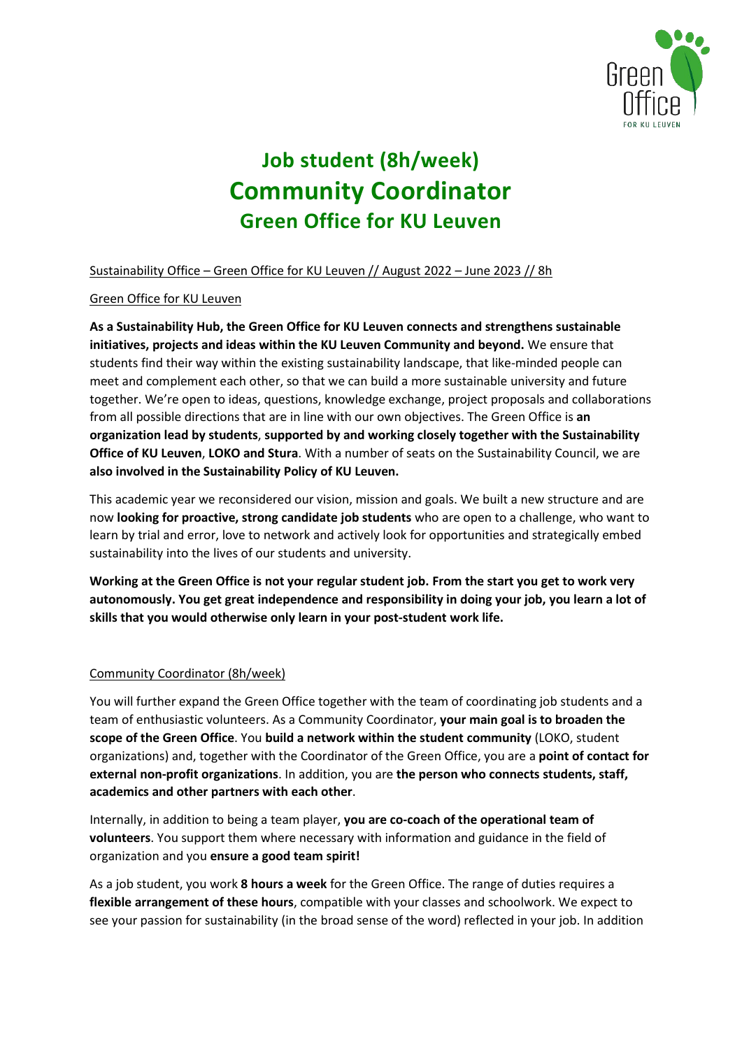# Job student (8h/week)
# Community Coordinator
## Green Office for KU Leuven

Sustainability Office – Green Office for KU Leuven // August 2022 – June 2023 // 8h

Green Office for KU Leuven

**As a Sustainability Hub, the Green Office for KU Leuven connects and strengthens sustainable initiatives, projects and ideas within the KU Leuven Community and beyond.** We ensure that students find their way within the existing sustainability landscape, that like-minded people can meet and complement each other, so that we can build a more sustainable university and future together. We're open to ideas, questions, knowledge exchange, project proposals and collaborations from all possible directions that are in line with our own objectives. The Green Office is **an organization lead by students**, **supported by and working closely together with the Sustainability Office of KU Leuven**, **LOKO and Stura**. With a number of seats on the Sustainability Council, we are **also involved in the Sustainability Policy of KU Leuven.**

This academic year we reconsidered our vision, mission and goals. We built a new structure and are now **looking for proactive, strong candidate job students** who are open to a challenge, who want to learn by trial and error, love to network and actively look for opportunities and strategically embed sustainability into the lives of our students and university.

**Working at the Green Office is not your regular student job. From the start you get to work very autonomously. You get great independence and responsibility in doing your job, you learn a lot of skills that you would otherwise only learn in your post-student work life.**

Community Coordinator (8h/week)

You will further expand the Green Office together with the team of coordinating job students and a team of enthusiastic volunteers. As a Community Coordinator, **your main goal is to broaden the scope of the Green Office**. You **build a network within the student community** (LOKO, student organizations) and, together with the Coordinator of the Green Office, you are a **point of contact for external non-profit organizations**. In addition, you are **the person who connects students, staff, academics and other partners with each other**.

Internally, in addition to being a team player, **you are co-coach of the operational team of volunteers**. You support them where necessary with information and guidance in the field of organization and you **ensure a good team spirit!**

As a job student, you work **8 hours a week** for the Green Office. The range of duties requires a **flexible arrangement of these hours**, compatible with your classes and schoolwork. We expect to see your passion for sustainability (in the broad sense of the word) reflected in your job. In addition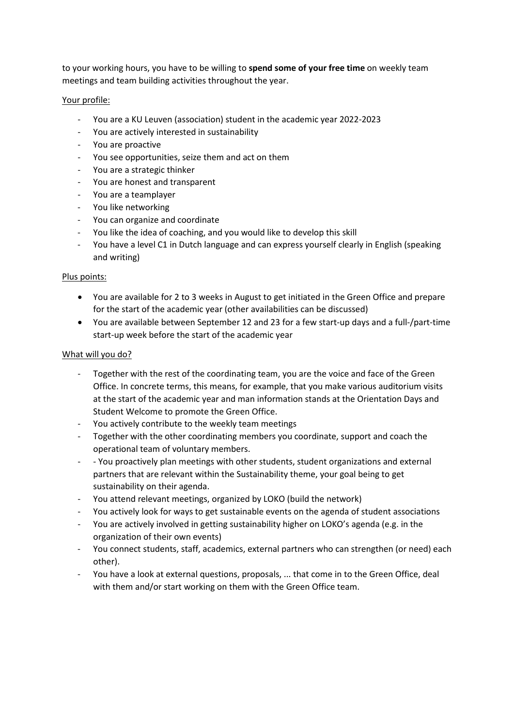to your working hours, you have to be willing to **spend some of your free time** on weekly team meetings and team building activities throughout the year.

Your profile:

- You are a KU Leuven (association) student in the academic year 2022-2023
- You are actively interested in sustainability
- You are proactive
- You see opportunities, seize them and act on them
- You are a strategic thinker
- You are honest and transparent
- You are a teamplayer
- You like networking
- You can organize and coordinate
- You like the idea of coaching, and you would like to develop this skill
- You have a level C1 in Dutch language and can express yourself clearly in English (speaking and writing)

Plus points:

- You are available for 2 to 3 weeks in August to get initiated in the Green Office and prepare for the start of the academic year (other availabilities can be discussed)
- You are available between September 12 and 23 for a few start-up days and a full-/part-time start-up week before the start of the academic year

What will you do?

- Together with the rest of the coordinating team, you are the voice and face of the Green Office. In concrete terms, this means, for example, that you make various auditorium visits at the start of the academic year and man information stands at the Orientation Days and Student Welcome to promote the Green Office.
- You actively contribute to the weekly team meetings
- Together with the other coordinating members you coordinate, support and coach the operational team of voluntary members.
- - You proactively plan meetings with other students, student organizations and external partners that are relevant within the Sustainability theme, your goal being to get sustainability on their agenda.
- You attend relevant meetings, organized by LOKO (build the network)
- You actively look for ways to get sustainable events on the agenda of student associations
- You are actively involved in getting sustainability higher on LOKO's agenda (e.g. in the organization of their own events)
- You connect students, staff, academics, external partners who can strengthen (or need) each other).
- You have a look at external questions, proposals, ... that come in to the Green Office, deal with them and/or start working on them with the Green Office team.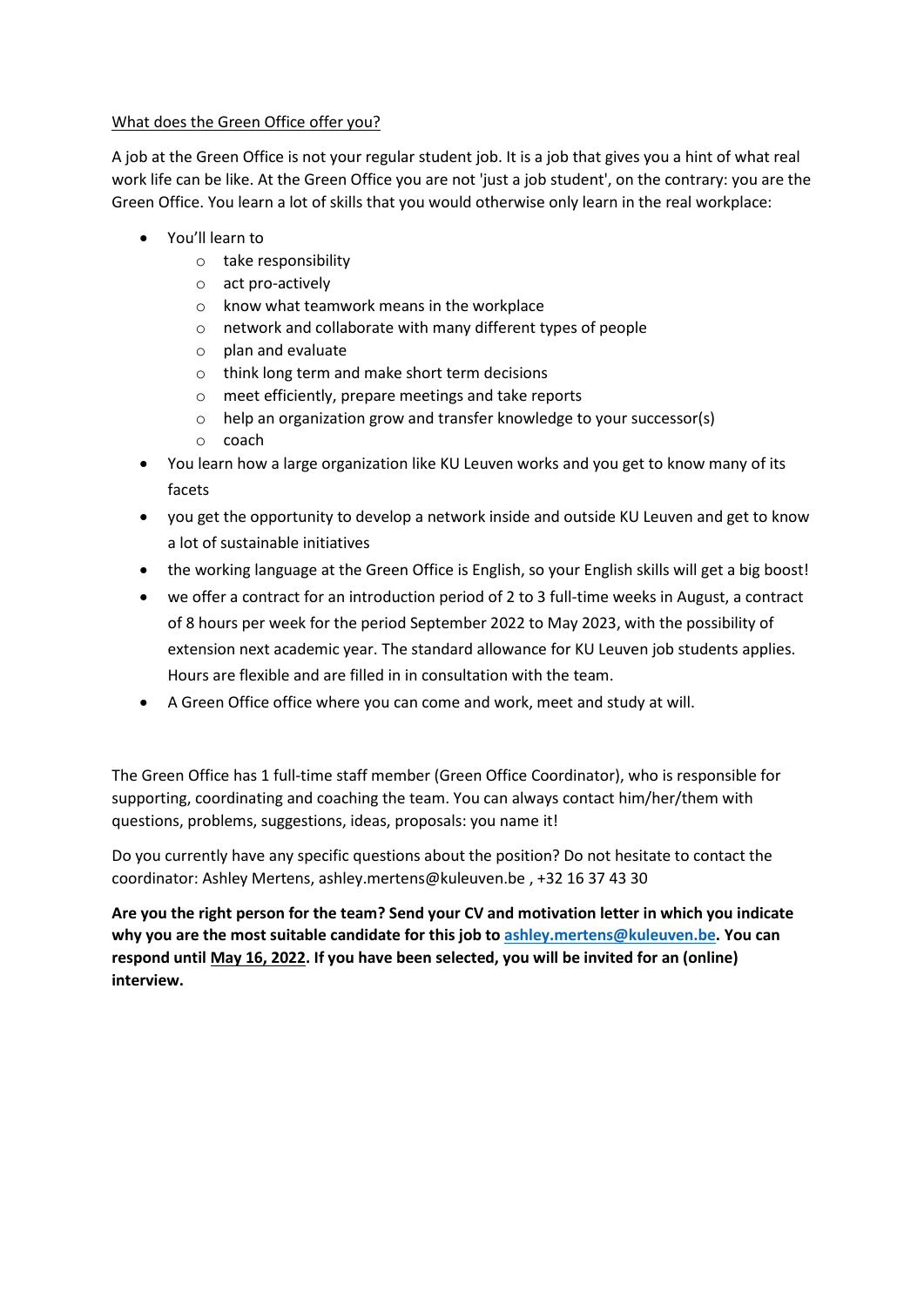What does the Green Office offer you?

A job at the Green Office is not your regular student job. It is a job that gives you a hint of what real work life can be like. At the Green Office you are not 'just a job student', on the contrary: you are the Green Office. You learn a lot of skills that you would otherwise only learn in the real workplace:

- You'll learn to
  - take responsibility
  - act pro-actively
  - know what teamwork means in the workplace
  - network and collaborate with many different types of people
  - plan and evaluate
  - think long term and make short term decisions
  - meet efficiently, prepare meetings and take reports
  - help an organization grow and transfer knowledge to your successor(s)
  - coach
- You learn how a large organization like KU Leuven works and you get to know many of its facets
- you get the opportunity to develop a network inside and outside KU Leuven and get to know a lot of sustainable initiatives
- the working language at the Green Office is English, so your English skills will get a big boost!
- we offer a contract for an introduction period of 2 to 3 full-time weeks in August, a contract of 8 hours per week for the period September 2022 to May 2023, with the possibility of extension next academic year. The standard allowance for KU Leuven job students applies. Hours are flexible and are filled in in consultation with the team.
- A Green Office office where you can come and work, meet and study at will.

The Green Office has 1 full-time staff member (Green Office Coordinator), who is responsible for supporting, coordinating and coaching the team. You can always contact him/her/them with questions, problems, suggestions, ideas, proposals: you name it!

Do you currently have any specific questions about the position? Do not hesitate to contact the coordinator: Ashley Mertens, ashley.mertens@kuleuven.be , +32 16 37 43 30

**Are you the right person for the team? Send your CV and motivation letter in which you indicate why you are the most suitable candidate for this job to ashley.mertens@kuleuven.be. You can respond until May 16, 2022. If you have been selected, you will be invited for an (online) interview.**